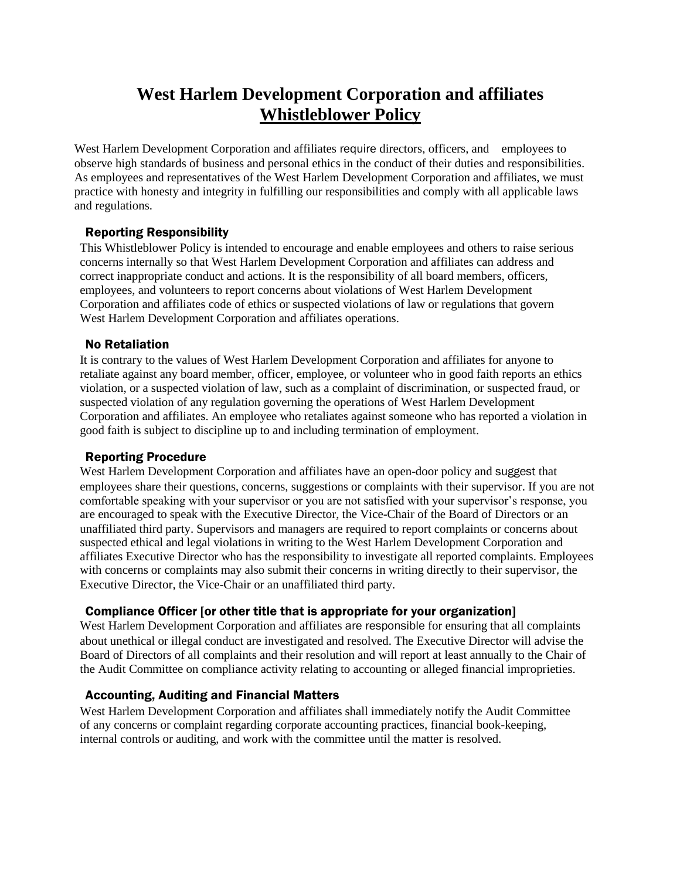# West Harlem Development Corporation and affiliates
## Whistleblower Policy

West Harlem Development Corporation and affiliates require directors, officers, and employees to observe high standards of business and personal ethics in the conduct of their duties and responsibilities. As employees and representatives of the West Harlem Development Corporation and affiliates, we must practice with honesty and integrity in fulfilling our responsibilities and comply with all applicable laws and regulations.

### Reporting Responsibility

This Whistleblower Policy is intended to encourage and enable employees and others to raise serious concerns internally so that West Harlem Development Corporation and affiliates can address and correct inappropriate conduct and actions. It is the responsibility of all board members, officers, employees, and volunteers to report concerns about violations of West Harlem Development Corporation and affiliates code of ethics or suspected violations of law or regulations that govern West Harlem Development Corporation and affiliates operations.

### No Retaliation

It is contrary to the values of West Harlem Development Corporation and affiliates for anyone to retaliate against any board member, officer, employee, or volunteer who in good faith reports an ethics violation, or a suspected violation of law, such as a complaint of discrimination, or suspected fraud, or suspected violation of any regulation governing the operations of West Harlem Development Corporation and affiliates. An employee who retaliates against someone who has reported a violation in good faith is subject to discipline up to and including termination of employment.

### Reporting Procedure

West Harlem Development Corporation and affiliates have an open-door policy and suggest that employees share their questions, concerns, suggestions or complaints with their supervisor. If you are not comfortable speaking with your supervisor or you are not satisfied with your supervisor's response, you are encouraged to speak with the Executive Director, the Vice-Chair of the Board of Directors or an unaffiliated third party. Supervisors and managers are required to report complaints or concerns about suspected ethical and legal violations in writing to the West Harlem Development Corporation and affiliates Executive Director who has the responsibility to investigate all reported complaints. Employees with concerns or complaints may also submit their concerns in writing directly to their supervisor, the Executive Director, the Vice-Chair or an unaffiliated third party.

### Compliance Officer [or other title that is appropriate for your organization]

West Harlem Development Corporation and affiliates are responsible for ensuring that all complaints about unethical or illegal conduct are investigated and resolved. The Executive Director will advise the Board of Directors of all complaints and their resolution and will report at least annually to the Chair of the Audit Committee on compliance activity relating to accounting or alleged financial improprieties.

### Accounting, Auditing and Financial Matters

West Harlem Development Corporation and affiliates shall immediately notify the Audit Committee of any concerns or complaint regarding corporate accounting practices, financial book-keeping, internal controls or auditing, and work with the committee until the matter is resolved.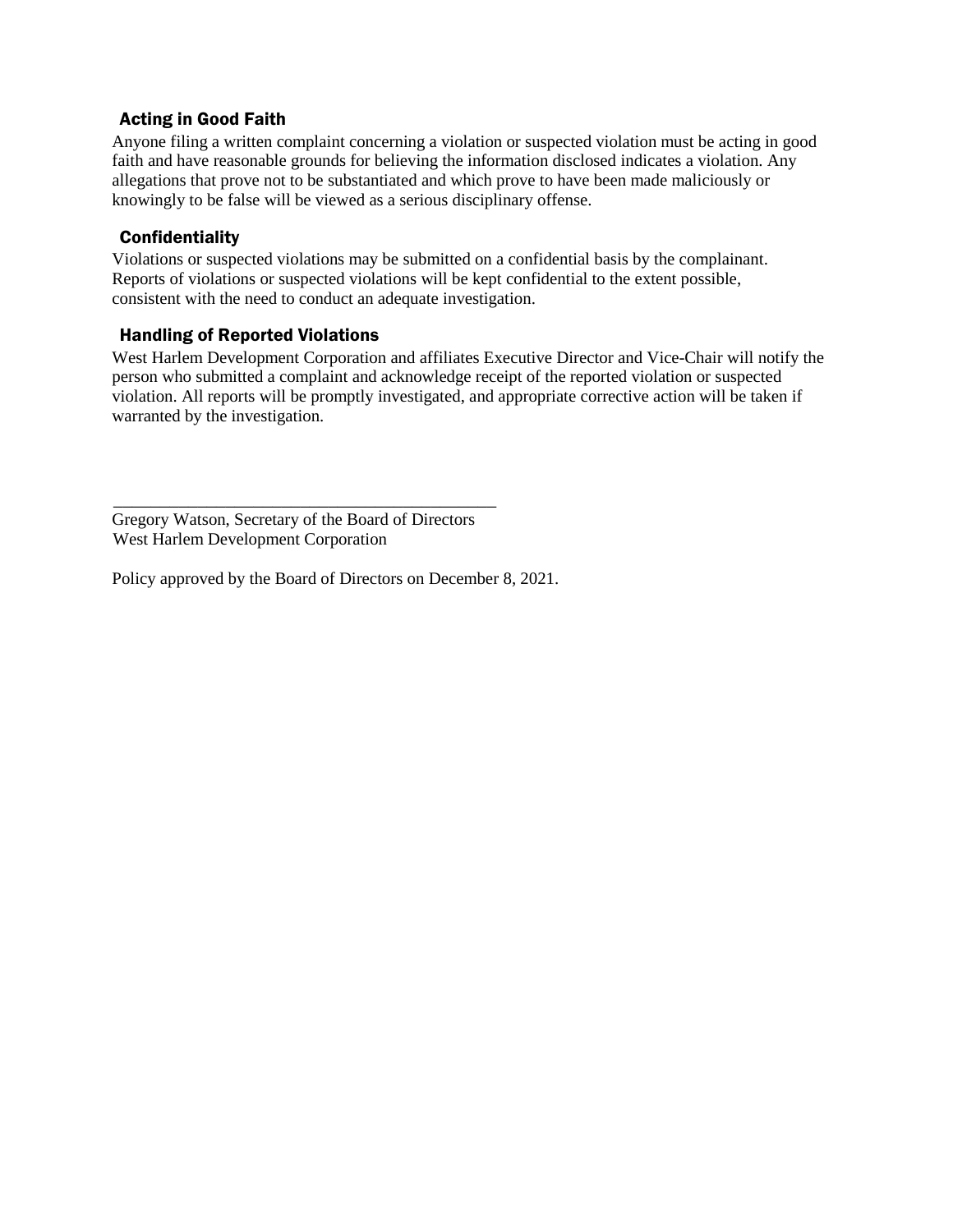### Acting in Good Faith

Anyone filing a written complaint concerning a violation or suspected violation must be acting in good faith and have reasonable grounds for believing the information disclosed indicates a violation. Any allegations that prove not to be substantiated and which prove to have been made maliciously or knowingly to be false will be viewed as a serious disciplinary offense.

### Confidentiality

Violations or suspected violations may be submitted on a confidential basis by the complainant. Reports of violations or suspected violations will be kept confidential to the extent possible, consistent with the need to conduct an adequate investigation.

### Handling of Reported Violations

West Harlem Development Corporation and affiliates Executive Director and Vice-Chair will notify the person who submitted a complaint and acknowledge receipt of the reported violation or suspected violation. All reports will be promptly investigated, and appropriate corrective action will be taken if warranted by the investigation.

\_\_\_\_\_\_\_\_\_\_\_\_\_\_\_\_\_\_\_\_\_\_\_\_\_\_\_\_\_\_\_\_\_\_\_\_\_\_\_\_\_\_\_\_

Gregory Watson, Secretary of the Board of Directors
West Harlem Development Corporation

Policy approved by the Board of Directors on December 8, 2021.